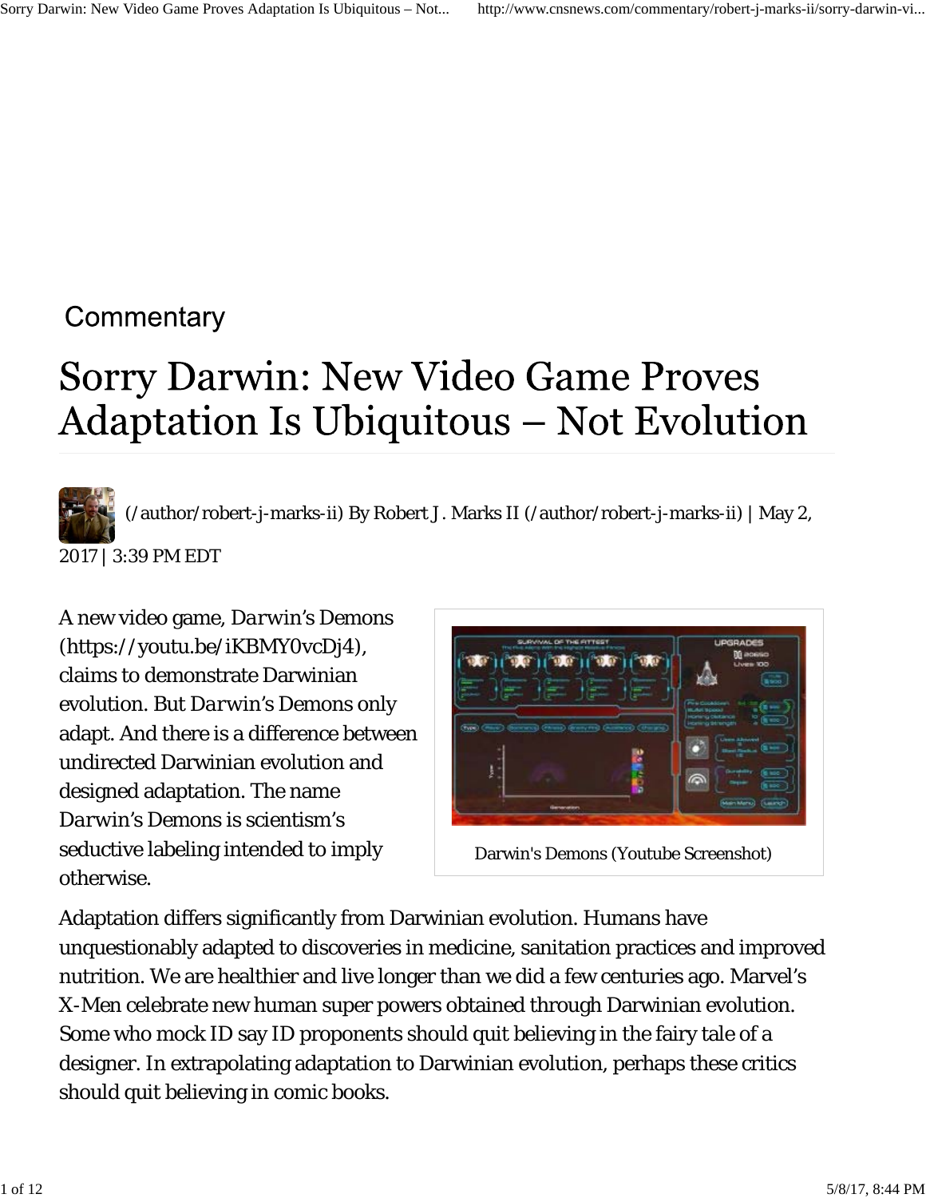Commentary

# Sorry Darwin: New Video Game Proves Adaptation Is Ubiquitous – Not Evolution

(/author/robert-j-marks-ii) By Robert J. Marks II (/author/robert-j-marks-ii) | May 2, 2017 | 3:39 PM EDT

A new video game, *Darwin's Demons* (https://youtu.be/iKBMY0vcDj4), claims to demonstrate Darwinian evolution. But *Darwin's Demons* only adapt. And there is a difference between undirected Darwinian evolution and designed adaptation. The name *Darwin's Demons* is scientism's seductive labeling intended to imply otherwise.

Darwin's Demons (Youtube Screenshot)

Adaptation differs significantly from Darwinian evolution. Humans have unquestionably adapted to discoveries in medicine, sanitation practices and improved nutrition. We are healthier and live longer than we did a few centuries ago. Marvel's X-Men celebrate new human super powers obtained through Darwinian evolution. Some who mock ID say ID proponents should quit believing in the fairy tale of a designer. In extrapolating adaptation to Darwinian evolution, perhaps these critics should quit believing in comic books.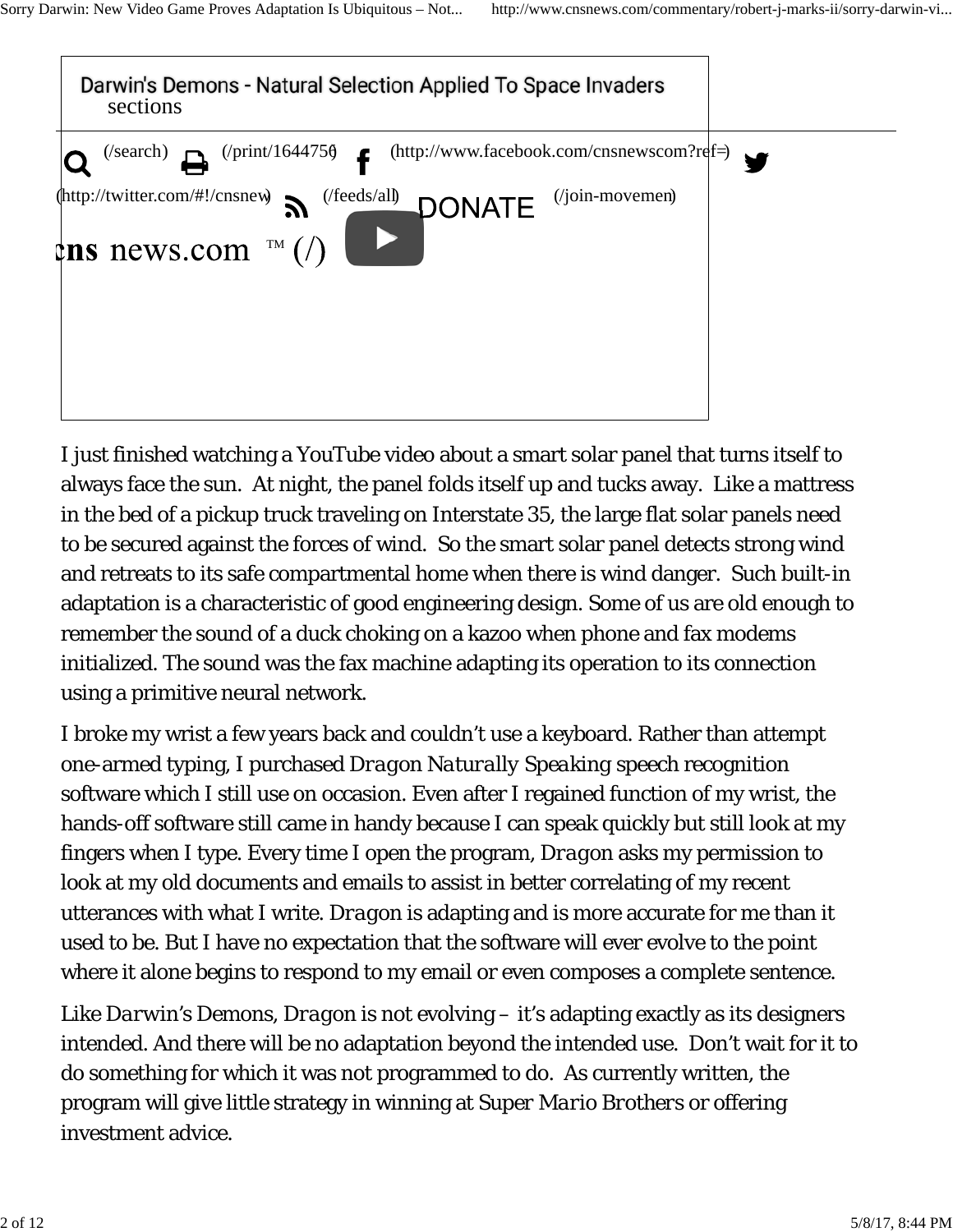Darwin's Demons - Natural Selection Applied To Space Invaders

I just finished watching a YouTube video about a smart solar panel that turns itself to always face the sun. At night, the panel folds itself up and tucks away. Like a mattress in the bed of a pickup truck traveling on Interstate 35, the large flat solar panels need to be secured against the forces of wind. So the smart solar panel detects strong wind and retreats to its safe compartmental home when there is wind danger. Such built-in adaptation is a characteristic of good engineering design. Some of us are old enough to remember the sound of a duck choking on a kazoo when phone and fax modems initialized. The sound was the fax machine adapting its operation to its connection using a primitive neural network.

I broke my wrist a few years back and couldn't use a keyboard. Rather than attempt one-armed typing, I purchased *Dragon Naturally Speaking* speech recognition software which I still use on occasion. Even after I regained function of my wrist, the hands-off software still came in handy because I can speak quickly but still look at my fingers when I type. Every time I open the program, *Dragon* asks my permission to look at my old documents and emails to assist in better correlating of my recent utterances with what I write. *Dragon* is adapting and is more accurate for me than it used to be. But I have no expectation that the software will ever evolve to the point where it alone begins to respond to my email or even composes a complete sentence.

Like *Darwin's Demons*, *Dragon* is not evolving – it's adapting exactly as its designers intended. And there will be no adaptation beyond the intended use. Don't wait for it to do something for which it was not programmed to do. As currently written, the program will give little strategy in winning at *Super Mario Brothers* or offering investment advice.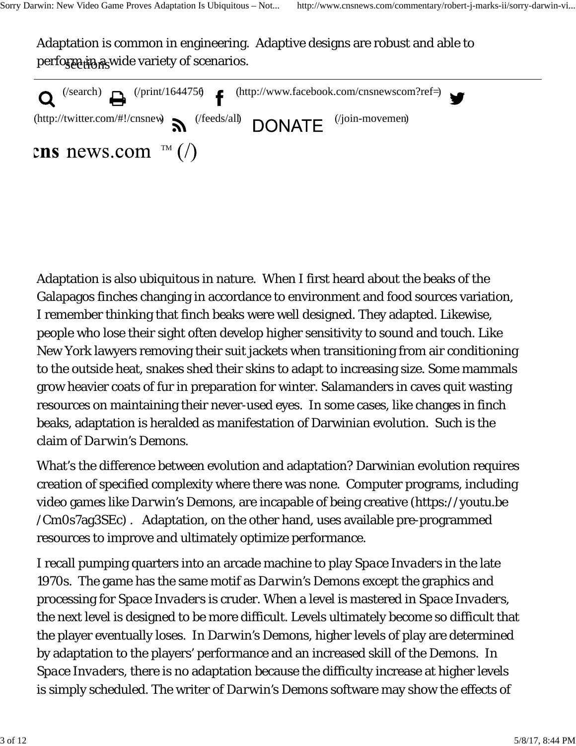Adaptation is common in engineering. Adaptive designs are robust and able to perform in a wide variety of scenarios.

Adaptation is also ubiquitous in nature. When I first heard about the beaks of the Galapagos finches changing in accordance to environment and food sources variation, I remember thinking that finch beaks were well designed. They adapted. Likewise, people who lose their sight often develop higher sensitivity to sound and touch. Like New York lawyers removing their suit jackets when transitioning from air conditioning to the outside heat, snakes shed their skins to adapt to increasing size. Some mammals grow heavier coats of fur in preparation for winter. Salamanders in caves quit wasting resources on maintaining their never-used eyes. In some cases, like changes in finch beaks, adaptation is heralded as manifestation of Darwinian evolution. Such is the claim of *Darwin's* Demons.

What's the difference between evolution and adaptation? Darwinian evolution requires creation of specified complexity where there was none. Computer programs, including video games like *Darwin's* Demons, are incapable of being creative (https://youtu.be/Cm0s7ag3SEc) . Adaptation, on the other hand, uses available pre-programmed resources to improve and ultimately optimize performance.

I recall pumping quarters into an arcade machine to play *Space Invaders* in the late 1970s. The game has the same motif as *Darwin's* Demons except the graphics and processing for *Space Invaders* is cruder. When a level is mastered in *Space Invaders*, the next level is designed to be more difficult. Levels ultimately become so difficult that the player eventually loses. In *Darwin's* Demons, higher levels of play are determined by adaptation to the players' performance and an increased skill of the Demons. In *Space Invaders*, there is no adaptation because the difficulty increase at higher levels is simply scheduled. The writer of *Darwin's* Demons software may show the effects of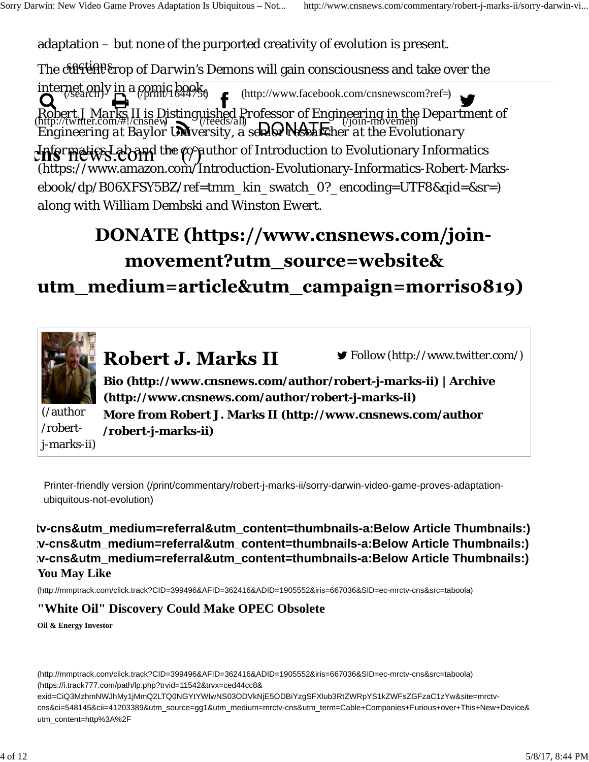adaptation – but none of the purported creativity of evolution is present.

The current crop of Darwin's Demons will gain consciousness and take over the internet only in a comic book.

*Robert J. Marks II is Distinguished Professor of Engineering in the Department of Engineering at Baylor University, a senior researcher at the Evolutionary Informatics Lab and the co-author of* Introduction to Evolutionary Informatics (https://www.amazon.com/Introduction-Evolutionary-Informatics-Robert-Marks-ebook/dp/B06XFSY5BZ/ref=tmm_kin_swatch_0?_encoding=UTF8&qid=&sr=) *along with William Dembski and Winston Ewert.*

## DONATE (https://www.cnsnews.com/join-movement?utm_source=website&utm_medium=article&utm_campaign=morris0819)

(/author/robert-j-marks-ii)

## Robert J. Marks II

Follow (http://www.twitter.com/)

**Bio (http://www.cnsnews.com/author/robert-j-marks-ii) | Archive (http://www.cnsnews.com/author/robert-j-marks-ii)**

**More from Robert J. Marks II (http://www.cnsnews.com/author/robert-j-marks-ii)**

Printer-friendly version (/print/commentary/robert-j-marks-ii/sorry-darwin-video-game-proves-adaptation-ubiquitous-not-evolution)

**tv-cns&utm_medium=referral&utm_content=thumbnails-a:Below Article Thumbnails:)**
**:v-cns&utm_medium=referral&utm_content=thumbnails-a:Below Article Thumbnails:)**
**:v-cns&utm_medium=referral&utm_content=thumbnails-a:Below Article Thumbnails:)**

**You May Like**

(http://mmptrack.com/click.track?CID=399496&AFID=362416&ADID=1905552&iris=667036&SID=ec-mrctv-cns&src=taboola)

**"White Oil" Discovery Could Make OPEC Obsolete**

**Oil & Energy Investor**

(http://mmptrack.com/click.track?CID=399496&AFID=362416&ADID=1905552&iris=667036&SID=ec-mrctv-cns&src=taboola)
(https://i.track777.com/path/lp.php?trvid=11542&trvx=ced44cc8&exid=CiQ3MzhmNWJhMy1jMmQ2LTQ0NGYtYWIwNS03ODVkNjE5ODBiYzgSFXlub3RtZWRpYS1kZWFsZGFzaC1zYw&site=mrctv-cns&ci=548145&cii=41203389&utm_source=gg1&utm_medium=mrctv-cns&utm_term=Cable+Companies+Furious+over+This+New+Device&utm_content=http%3A%2F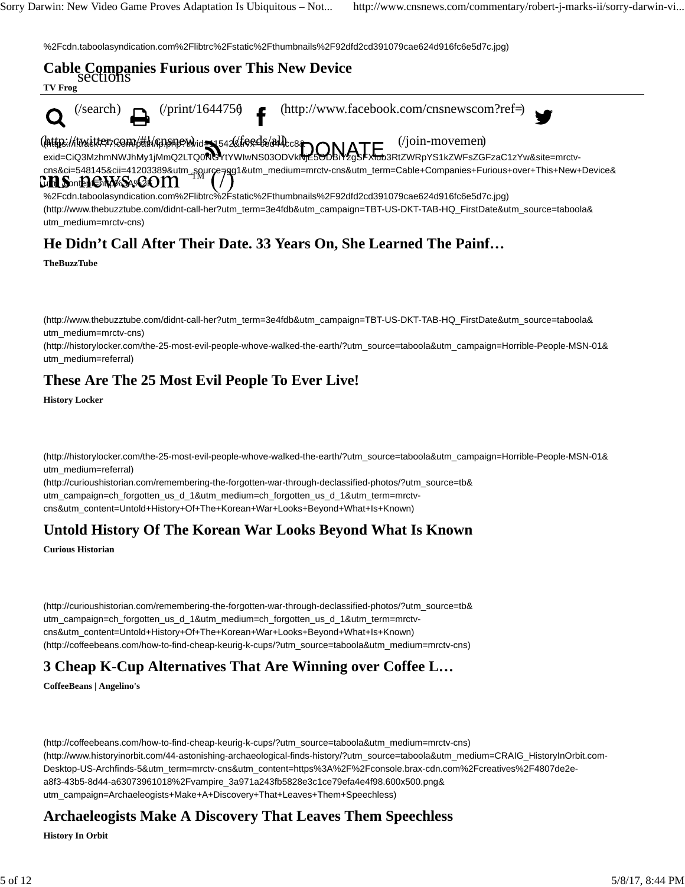%2Fcdn.taboolasyndication.com%2Flibtrc%2Fstatic%2Fthumbnails%2F92dfd2cd391079cae624d916fc6e5d7c.jpg)

### Cable Companies Furious over This New Device

**TV Frog**

sections

(/search) (/print/1644756) (http://www.facebook.com/cnsnewscom?ref=) (http://twitter.com/#!/cnsnew) (/feeds/all) DONATE (/join-movement)

cns news.com ™ (/)

(https://t.track777.com/path/lp.php?trvid=11542&trvx=5ed44cc8&exid=CiQ3MzhmNWJhMy1jMmQ2LTQ0NGYtYWIwNS03ODVkNjE5ODBiYzgSFXlub3RtZWRpYS1kZWFsZGFzaC1zYw&site=mrctv-cns&ci=548145&cii=41203389&utm_source=gg1&utm_medium=mrctv-cns&utm_term=Cable+Companies+Furious+over+This+New+Device&utm_content=http%3A%2F%2Fcdn.taboolasyndication.com%2Flibtrc%2Fstatic%2Fthumbnails%2F92dfd2cd391079cae624d916fc6e5d7c.jpg)

(http://www.thebuzztube.com/didnt-call-her?utm_term=3e4fdb&utm_campaign=TBT-US-DKT-TAB-HQ_FirstDate&utm_source=taboola&utm_medium=mrctv-cns)

### He Didn't Call After Their Date. 33 Years On, She Learned The Painf…

**TheBuzzTube**

(http://www.thebuzztube.com/didnt-call-her?utm_term=3e4fdb&utm_campaign=TBT-US-DKT-TAB-HQ_FirstDate&utm_source=taboola&utm_medium=mrctv-cns)

(http://historylocker.com/the-25-most-evil-people-whove-walked-the-earth/?utm_source=taboola&utm_campaign=Horrible-People-MSN-01&utm_medium=referral)

### These Are The 25 Most Evil People To Ever Live!

**History Locker**

(http://historylocker.com/the-25-most-evil-people-whove-walked-the-earth/?utm_source=taboola&utm_campaign=Horrible-People-MSN-01&utm_medium=referral)

(http://curioushistorian.com/remembering-the-forgotten-war-through-declassified-photos/?utm_source=tb&utm_campaign=ch_forgotten_us_d_1&utm_medium=ch_forgotten_us_d_1&utm_term=mrctv-cns&utm_content=Untold+History+Of+The+Korean+War+Looks+Beyond+What+Is+Known)

### Untold History Of The Korean War Looks Beyond What Is Known

**Curious Historian**

(http://curioushistorian.com/remembering-the-forgotten-war-through-declassified-photos/?utm_source=tb&utm_campaign=ch_forgotten_us_d_1&utm_medium=ch_forgotten_us_d_1&utm_term=mrctv-cns&utm_content=Untold+History+Of+The+Korean+War+Looks+Beyond+What+Is+Known)

(http://coffeebeans.com/how-to-find-cheap-keurig-k-cups/?utm_source=taboola&utm_medium=mrctv-cns)

### 3 Cheap K-Cup Alternatives That Are Winning over Coffee L…

**CoffeeBeans | Angelino's**

(http://coffeebeans.com/how-to-find-cheap-keurig-k-cups/?utm_source=taboola&utm_medium=mrctv-cns)

(http://www.historyinorbit.com/44-astonishing-archaeological-finds-history/?utm_source=taboola&utm_medium=CRAIG_HistoryInOrbit.com-Desktop-US-Archfinds-5&utm_term=mrctv-cns&utm_content=https%3A%2F%2Fconsole.brax-cdn.com%2Fcreatives%2F4807de2e-a8f3-43b5-8d44-a63073961018%2Fvampire_3a971a243fb5828e3c1ce79efa4e4f98.600x500.png&utm_campaign=Archaeleogists+Make+A+Discovery+That+Leaves+Them+Speechless)

### Archaeleogists Make A Discovery That Leaves Them Speechless

**History In Orbit**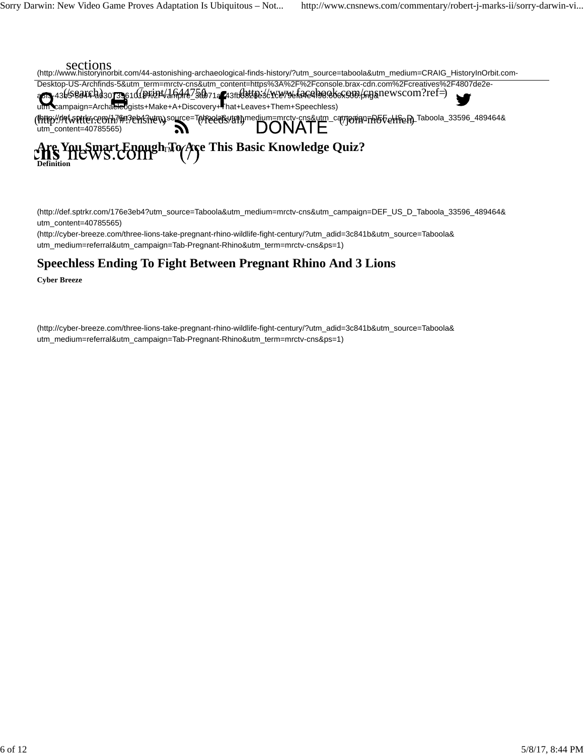sections

(http://www.historyinorbit.com/44-astonishing-archaeological-finds-history/?utm_source=taboola&utm_medium=CRAIG_HistoryInOrbit.com-Desktop-US-Archfinds-5&utm_term=mrctv-cns&utm_content=https%3A%2F%2Fconsole.brax-cdn.com%2Fcreatives%2F4807de2e-a0f5-43b5-8d44-a6307336101d%2Fvampire_3a971a443fb0828e3c1ce79efa4e4f98.800x500.png&utm_campaign=Archaeologists+Make+A+Discovery+That+Leaves+Them+Speechless)

(/search) (/print/1644750) (http://www.facebook.com/cnsnewscom?ref=)

(http://twitter.com/#!/cnsnew) (/feeds/all) DONATE (/join-movemen)

(http://def.sptrkr.com/176e3eb4?utm_source=Taboola&utm_medium=mrctv-cns&utm_campaign=DEF_US_D_Taboola_33596_489464&utm_content=40785565)

cns news.com™ (/)

## Are You Smart Enough To Ace This Basic Knowledge Quiz?

**Definition**

(http://def.sptrkr.com/176e3eb4?utm_source=Taboola&utm_medium=mrctv-cns&utm_campaign=DEF_US_D_Taboola_33596_489464&utm_content=40785565)

(http://cyber-breeze.com/three-lions-take-pregnant-rhino-wildlife-fight-century/?utm_adid=3c841b&utm_source=Taboola&utm_medium=referral&utm_campaign=Tab-Pregnant-Rhino&utm_term=mrctv-cns&ps=1)

## Speechless Ending To Fight Between Pregnant Rhino And 3 Lions

**Cyber Breeze**

(http://cyber-breeze.com/three-lions-take-pregnant-rhino-wildlife-fight-century/?utm_adid=3c841b&utm_source=Taboola&utm_medium=referral&utm_campaign=Tab-Pregnant-Rhino&utm_term=mrctv-cns&ps=1)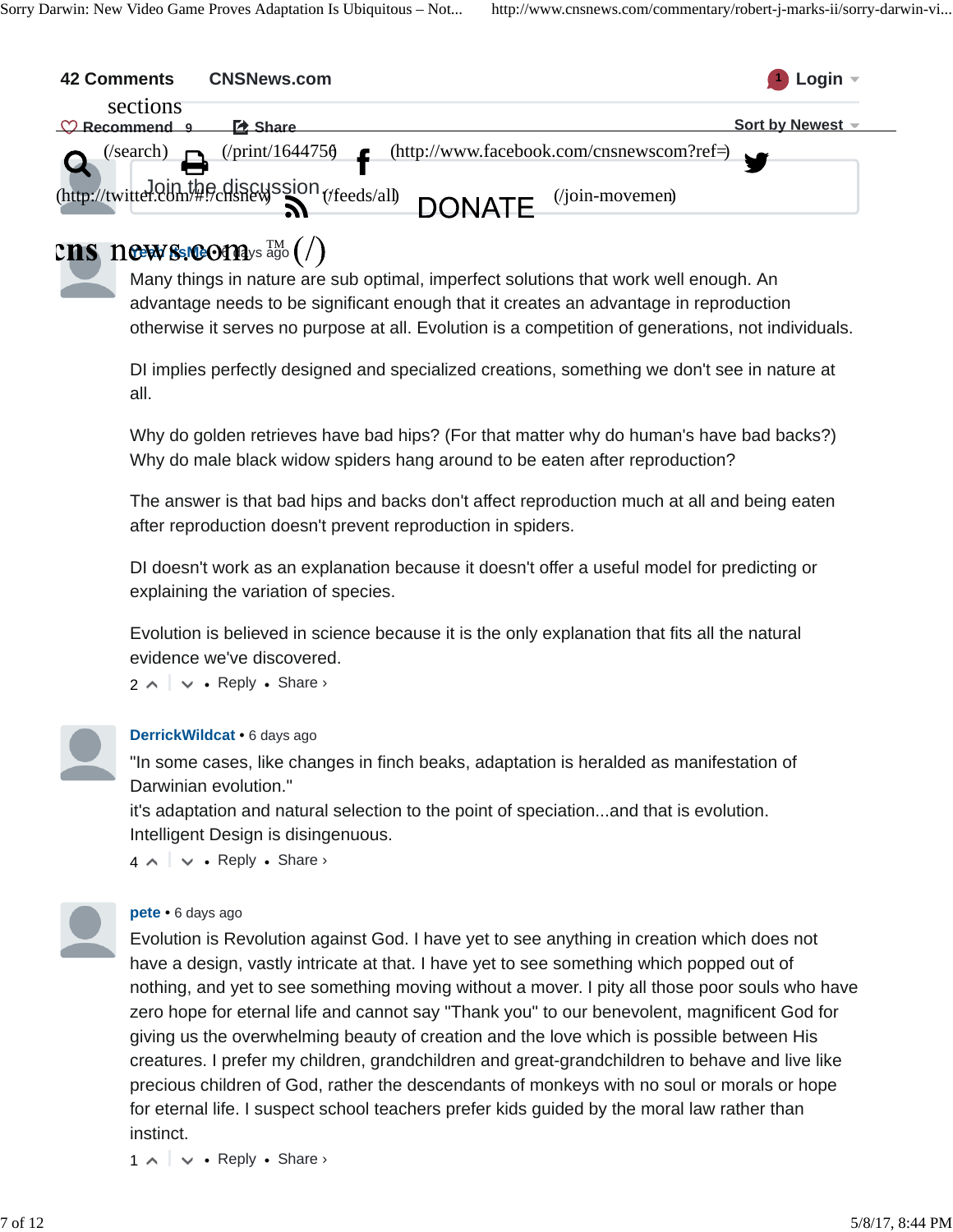42 Comments CNSNews.com Login

Recommend 9 Share Sort by Newest

Join the discussion...

**... • 6 days ago**

Many things in nature are sub optimal, imperfect solutions that work well enough. An advantage needs to be significant enough that it creates an advantage in reproduction otherwise it serves no purpose at all. Evolution is a competition of generations, not individuals.

DI implies perfectly designed and specialized creations, something we don't see in nature at all.

Why do golden retrieves have bad hips? (For that matter why do human's have bad backs?) Why do male black widow spiders hang around to be eaten after reproduction?

The answer is that bad hips and backs don't affect reproduction much at all and being eaten after reproduction doesn't prevent reproduction in spiders.

DI doesn't work as an explanation because it doesn't offer a useful model for predicting or explaining the variation of species.

Evolution is believed in science because it is the only explanation that fits all the natural evidence we've discovered.

2 • Reply • Share ›

**DerrickWildcat** • 6 days ago

"In some cases, like changes in finch beaks, adaptation is heralded as manifestation of Darwinian evolution."
it's adaptation and natural selection to the point of speciation...and that is evolution.
Intelligent Design is disingenuous.

4 • Reply • Share ›

**pete** • 6 days ago

Evolution is Revolution against God. I have yet to see anything in creation which does not have a design, vastly intricate at that. I have yet to see something which popped out of nothing, and yet to see something moving without a mover. I pity all those poor souls who have zero hope for eternal life and cannot say "Thank you" to our benevolent, magnificent God for giving us the overwhelming beauty of creation and the love which is possible between His creatures. I prefer my children, grandchildren and great-grandchildren to behave and live like precious children of God, rather the descendants of monkeys with no soul or morals or hope for eternal life. I suspect school teachers prefer kids guided by the moral law rather than instinct.

1 • Reply • Share ›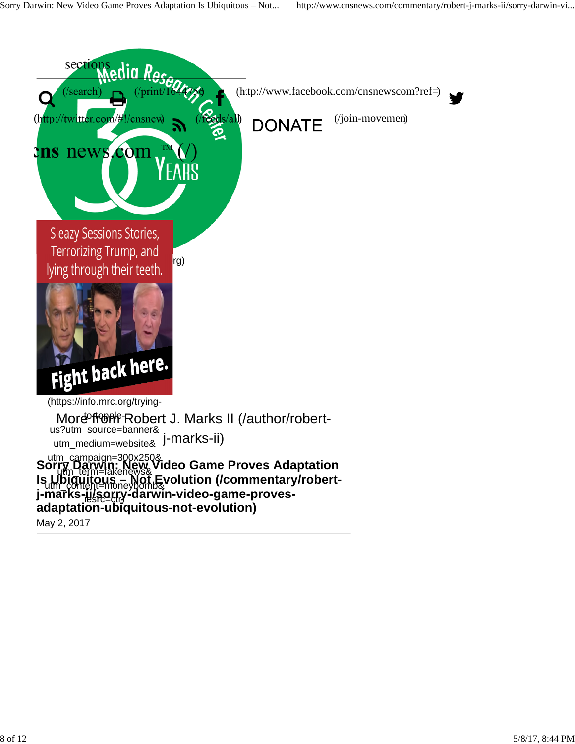sections

(/search) (/print/1644756) (http://www.facebook.com/cnsnewscom?ref=)

(http://twitter.com/#!/cnsnew) (/feeds/all) DONATE (/join-movemen)

cns news.com ™ (/)

rg)

(https://info.mrc.org/trying-to-topple-us?utm_source=banner&utm_medium=website&utm_campaign=300x250&utm_term=fakenews&utm_content=moneybomb&iesrc=ctr)

More from Robert J. Marks II (/author/robert-j-marks-ii)

**Sorry Darwin: New Video Game Proves Adaptation Is Ubiquitous – Not Evolution (/commentary/robert-j-marks-ii/sorry-darwin-video-game-proves-adaptation-ubiquitous-not-evolution)**

May 2, 2017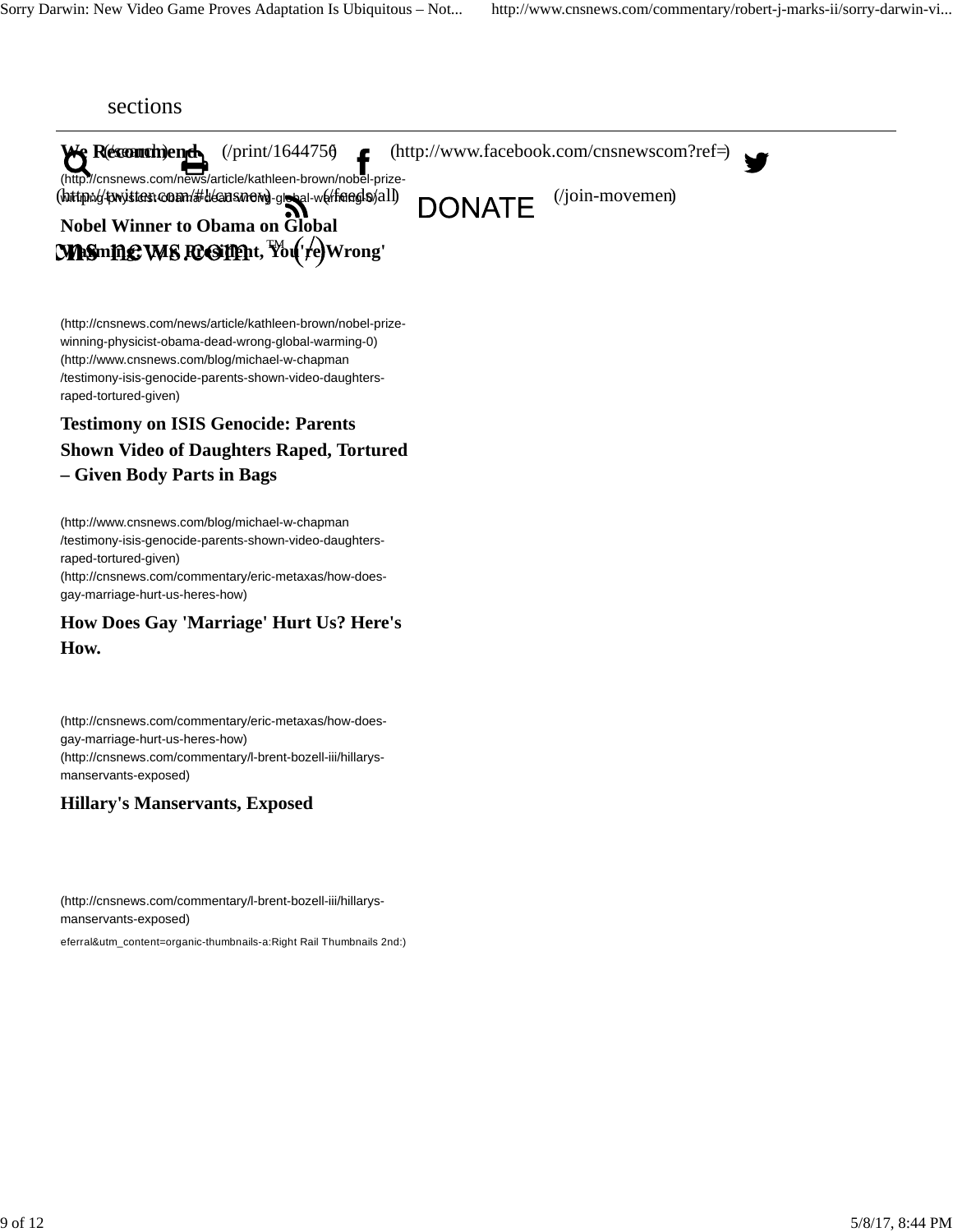sections

(/search) (/print/1644756) (http://www.facebook.com/cnsnewscom?ref=) (http://twitter.com/#!/cnsnew) (/feeds/all) DONATE (/join-movemen)

CNSNEWS.COM (/)

**We Recommend**

(http://cnsnews.com/news/article/kathleen-brown/nobel-prize-winning-physicist-obama-dead-wrong-global-warming-0)

**Nobel Winner to Obama on Global Warming: 'Mr. President, You're Wrong'**

(http://cnsnews.com/news/article/kathleen-brown/nobel-prize-winning-physicist-obama-dead-wrong-global-warming-0)
(http://www.cnsnews.com/blog/michael-w-chapman/testimony-isis-genocide-parents-shown-video-daughters-raped-tortured-given)

**Testimony on ISIS Genocide: Parents Shown Video of Daughters Raped, Tortured – Given Body Parts in Bags**

(http://www.cnsnews.com/blog/michael-w-chapman/testimony-isis-genocide-parents-shown-video-daughters-raped-tortured-given)
(http://cnsnews.com/commentary/eric-metaxas/how-does-gay-marriage-hurt-us-heres-how)

**How Does Gay 'Marriage' Hurt Us? Here's How.**

(http://cnsnews.com/commentary/eric-metaxas/how-does-gay-marriage-hurt-us-heres-how)
(http://cnsnews.com/commentary/l-brent-bozell-iii/hillarys-manservants-exposed)

**Hillary's Manservants, Exposed**

(http://cnsnews.com/commentary/l-brent-bozell-iii/hillarys-manservants-exposed)

eferral&utm_content=organic-thumbnails-a:Right Rail Thumbnails 2nd:)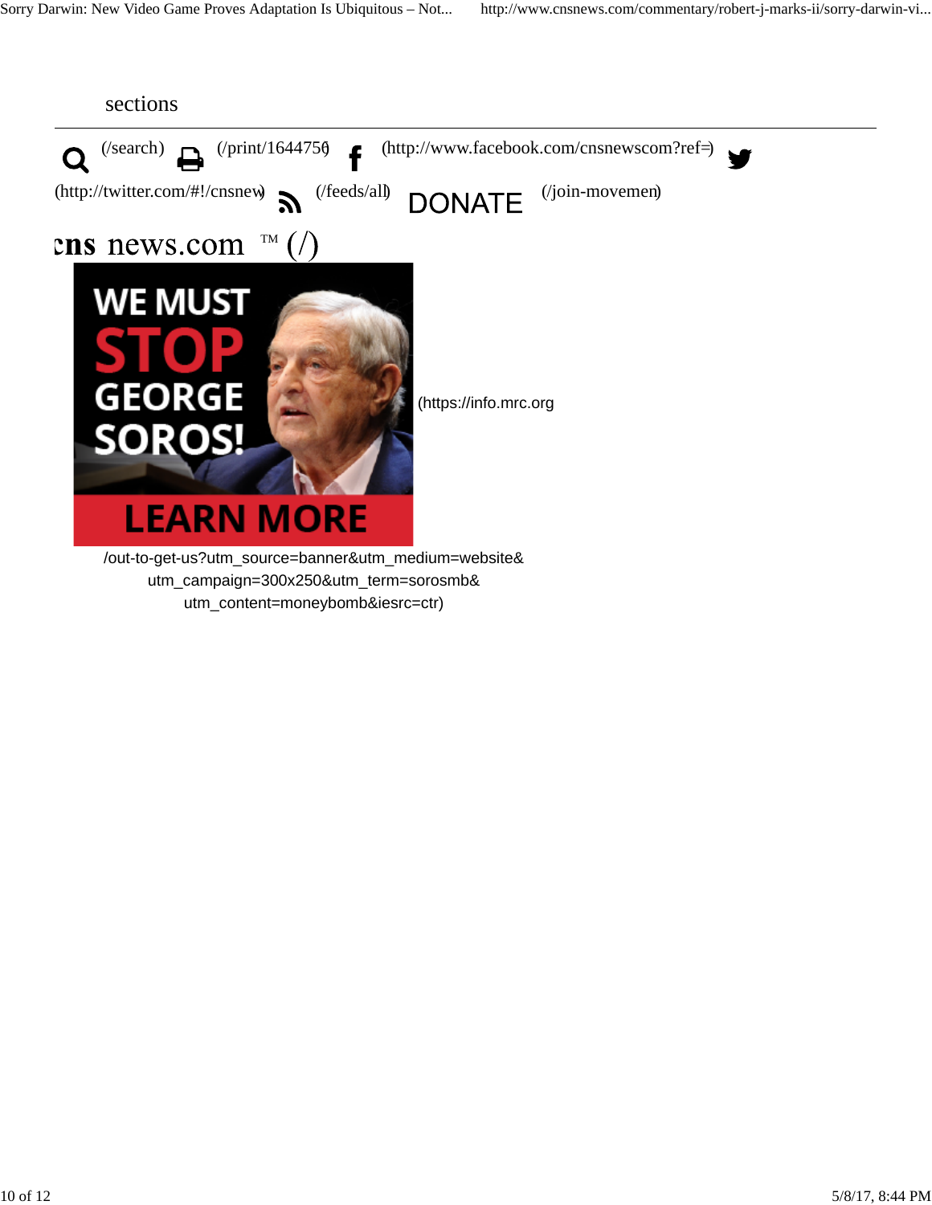sections

(/search) (/print/1644756) (http://www.facebook.com/cnsnewscom?ref=) (http://twitter.com/#!/cnsnew) (/feeds/all) DONATE (/join-movemen)

cns news.com ™ (/)

WE MUST STOP GEORGE SOROS! LEARN MORE (https://info.mrc.org/out-to-get-us?utm_source=banner&utm_medium=website&utm_campaign=300x250&utm_term=sorosmb&utm_content=moneybomb&iesrc=ctr)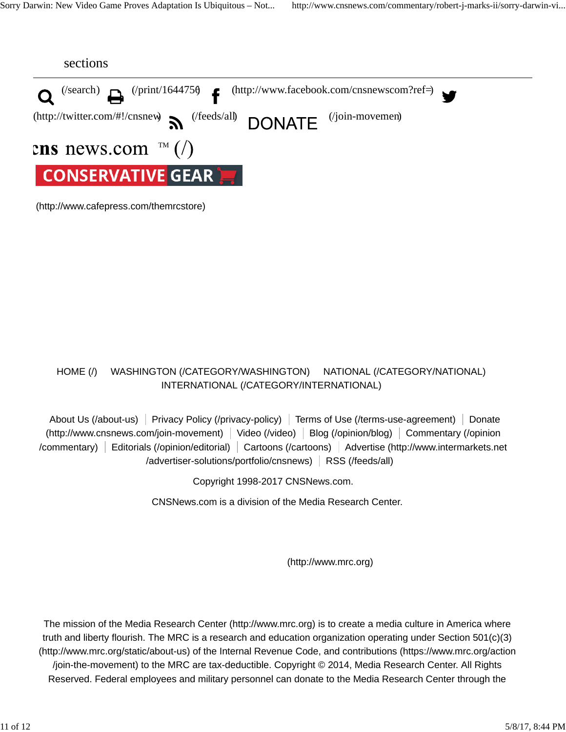sections

(/search) (/print/1644756) (http://www.facebook.com/cnsnewscom?ref=) (http://twitter.com/#!/cnsnew) (/feeds/all) DONATE (/join-movemen)

cns news.com ™ (/)

CONSERVATIVE GEAR

(http://www.cafepress.com/themrcstore)

HOME (/) WASHINGTON (/CATEGORY/WASHINGTON) NATIONAL (/CATEGORY/NATIONAL) INTERNATIONAL (/CATEGORY/INTERNATIONAL)

About Us (/about-us) | Privacy Policy (/privacy-policy) | Terms of Use (/terms-use-agreement) | Donate (http://www.cnsnews.com/join-movement) | Video (/video) | Blog (/opinion/blog) | Commentary (/opinion/commentary) | Editorials (/opinion/editorial) | Cartoons (/cartoons) | Advertise (http://www.intermarkets.net/advertiser-solutions/portfolio/cnsnews) | RSS (/feeds/all)

Copyright 1998-2017 CNSNews.com.

CNSNews.com is a division of the Media Research Center.

(http://www.mrc.org)

The mission of the Media Research Center (http://www.mrc.org) is to create a media culture in America where truth and liberty flourish. The MRC is a research and education organization operating under Section 501(c)(3) (http://www.mrc.org/static/about-us) of the Internal Revenue Code, and contributions (https://www.mrc.org/action/join-the-movement) to the MRC are tax-deductible. Copyright © 2014, Media Research Center. All Rights Reserved. Federal employees and military personnel can donate to the Media Research Center through the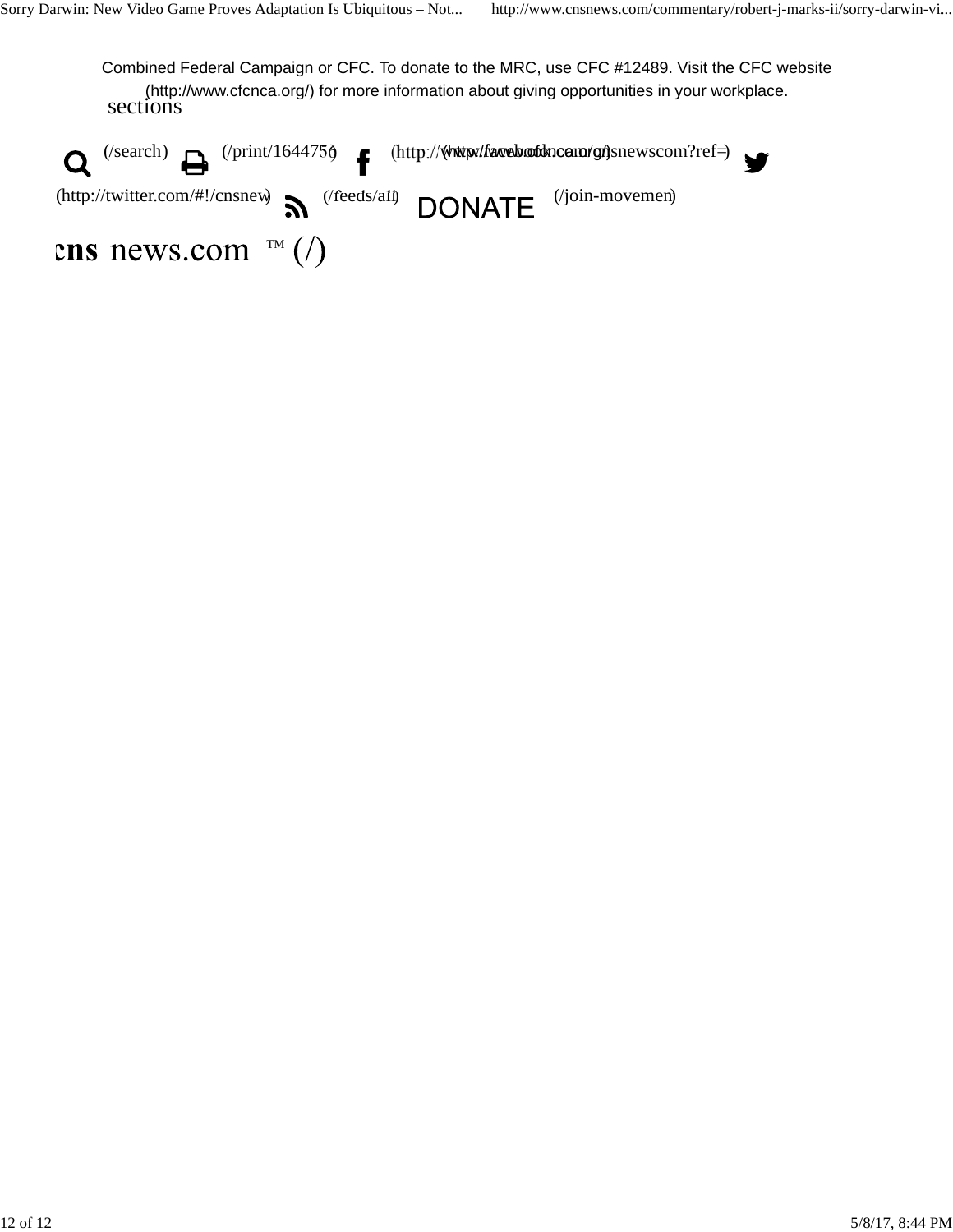Combined Federal Campaign or CFC. To donate to the MRC, use CFC #12489. Visit the CFC website (http://www.cfcnca.org/) for more information about giving opportunities in your workplace.

sections

(/search) (/print/164475) (http://www.facebook.com/cnsnewscom?ref=) (http://twitter.com/#!/cnsnew) (/feeds/all) DONATE (/join-movemen)

cns news.com ™ (/)